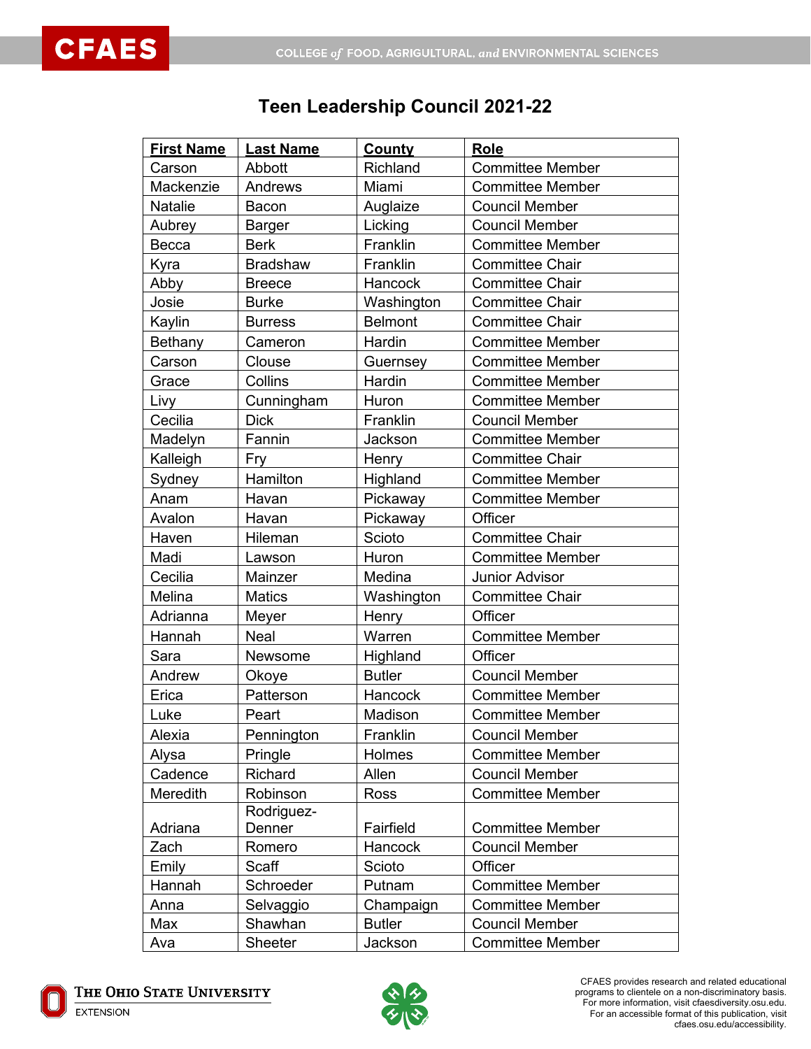# Teen Leadership Council 2021-22

| First Name | Last Name | County | Role |
|---|---|---|---|
| Carson | Abbott | Richland | Committee Member |
| Mackenzie | Andrews | Miami | Committee Member |
| Natalie | Bacon | Auglaize | Council Member |
| Aubrey | Barger | Licking | Council Member |
| Becca | Berk | Franklin | Committee Member |
| Kyra | Bradshaw | Franklin | Committee Chair |
| Abby | Breece | Hancock | Committee Chair |
| Josie | Burke | Washington | Committee Chair |
| Kaylin | Burress | Belmont | Committee Chair |
| Bethany | Cameron | Hardin | Committee Member |
| Carson | Clouse | Guernsey | Committee Member |
| Grace | Collins | Hardin | Committee Member |
| Livy | Cunningham | Huron | Committee Member |
| Cecilia | Dick | Franklin | Council Member |
| Madelyn | Fannin | Jackson | Committee Member |
| Kalleigh | Fry | Henry | Committee Chair |
| Sydney | Hamilton | Highland | Committee Member |
| Anam | Havan | Pickaway | Committee Member |
| Avalon | Havan | Pickaway | Officer |
| Haven | Hileman | Scioto | Committee Chair |
| Madi | Lawson | Huron | Committee Member |
| Cecilia | Mainzer | Medina | Junior Advisor |
| Melina | Matics | Washington | Committee Chair |
| Adrianna | Meyer | Henry | Officer |
| Hannah | Neal | Warren | Committee Member |
| Sara | Newsome | Highland | Officer |
| Andrew | Okoye | Butler | Council Member |
| Erica | Patterson | Hancock | Committee Member |
| Luke | Peart | Madison | Committee Member |
| Alexia | Pennington | Franklin | Council Member |
| Alysa | Pringle | Holmes | Committee Member |
| Cadence | Richard | Allen | Council Member |
| Meredith | Robinson | Ross | Committee Member |
| Adriana | Rodriguez-Denner | Fairfield | Committee Member |
| Zach | Romero | Hancock | Council Member |
| Emily | Scaff | Scioto | Officer |
| Hannah | Schroeder | Putnam | Committee Member |
| Anna | Selvaggio | Champaign | Committee Member |
| Max | Shawhan | Butler | Council Member |
| Ava | Sheeter | Jackson | Committee Member |

CFAES provides research and related educational programs to clientele on a non-discriminatory basis. For more information, visit cfaesdiversity.osu.edu. For an accessible format of this publication, visit cfaes.osu.edu/accessibility.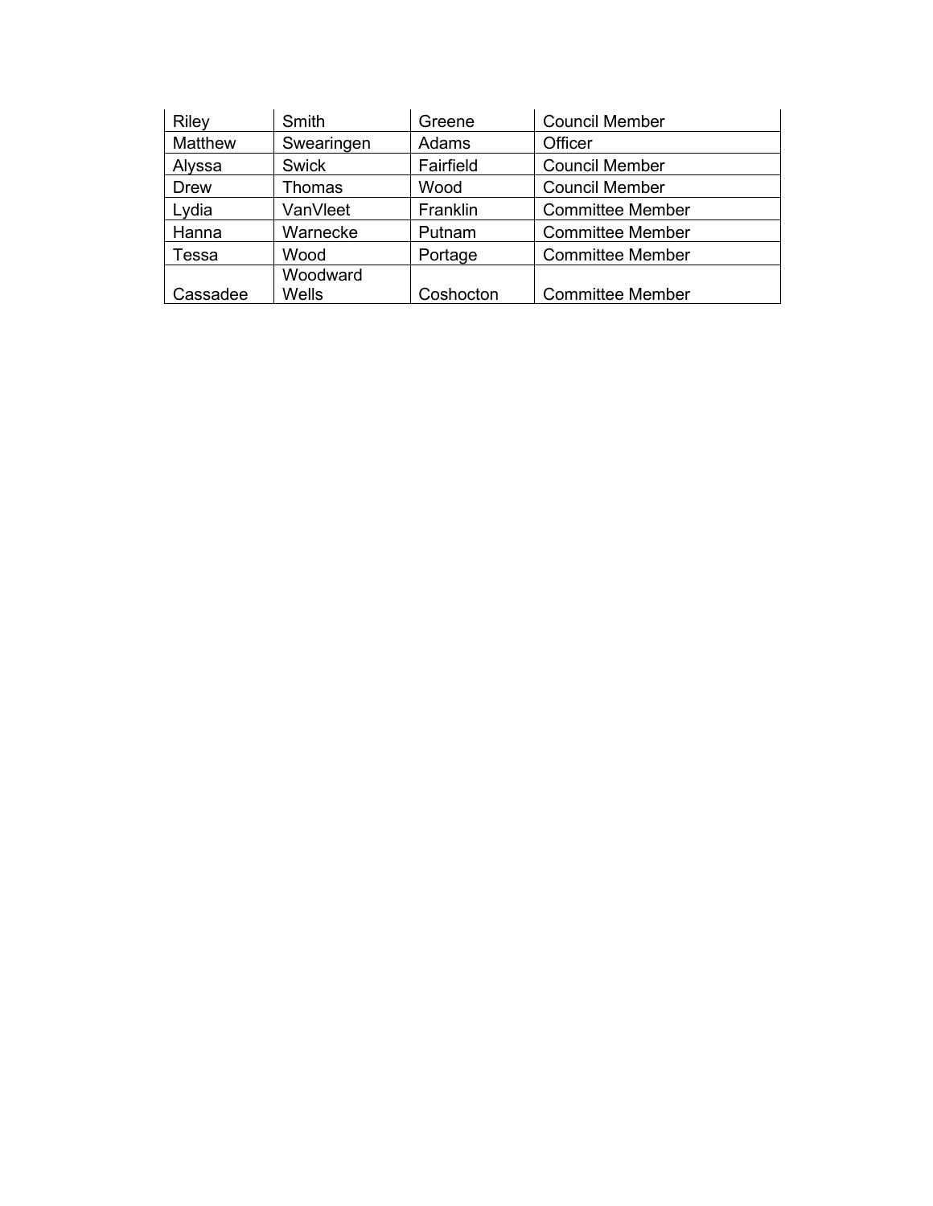| | | | |
|---|---|---|---|
| Riley | Smith | Greene | Council Member |
| Matthew | Swearingen | Adams | Officer |
| Alyssa | Swick | Fairfield | Council Member |
| Drew | Thomas | Wood | Council Member |
| Lydia | VanVleet | Franklin | Committee Member |
| Hanna | Warnecke | Putnam | Committee Member |
| Tessa | Wood | Portage | Committee Member |
| Cassadee | Woodward Wells | Coshocton | Committee Member |